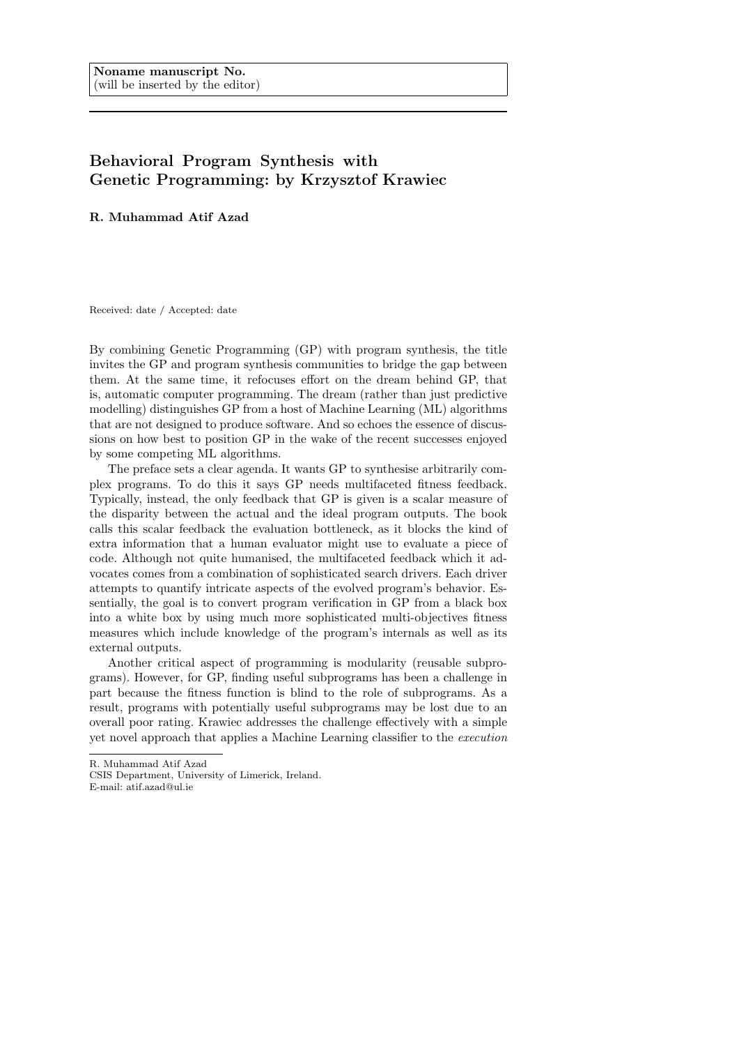**Noname manuscript No.**
(will be inserted by the editor)

# Behavioral Program Synthesis with Genetic Programming: by Krzysztof Krawiec

**R. Muhammad Atif Azad**

Received: date / Accepted: date

By combining Genetic Programming (GP) with program synthesis, the title invites the GP and program synthesis communities to bridge the gap between them. At the same time, it refocuses effort on the dream behind GP, that is, automatic computer programming. The dream (rather than just predictive modelling) distinguishes GP from a host of Machine Learning (ML) algorithms that are not designed to produce software. And so echoes the essence of discussions on how best to position GP in the wake of the recent successes enjoyed by some competing ML algorithms.

The preface sets a clear agenda. It wants GP to synthesise arbitrarily complex programs. To do this it says GP needs multifaceted fitness feedback. Typically, instead, the only feedback that GP is given is a scalar measure of the disparity between the actual and the ideal program outputs. The book calls this scalar feedback the evaluation bottleneck, as it blocks the kind of extra information that a human evaluator might use to evaluate a piece of code. Although not quite humanised, the multifaceted feedback which it advocates comes from a combination of sophisticated search drivers. Each driver attempts to quantify intricate aspects of the evolved program's behavior. Essentially, the goal is to convert program verification in GP from a black box into a white box by using much more sophisticated multi-objectives fitness measures which include knowledge of the program's internals as well as its external outputs.

Another critical aspect of programming is modularity (reusable subprograms). However, for GP, finding useful subprograms has been a challenge in part because the fitness function is blind to the role of subprograms. As a result, programs with potentially useful subprograms may be lost due to an overall poor rating. Krawiec addresses the challenge effectively with a simple yet novel approach that applies a Machine Learning classifier to the *execution*

R. Muhammad Atif Azad
CSIS Department, University of Limerick, Ireland.
E-mail: atif.azad@ul.ie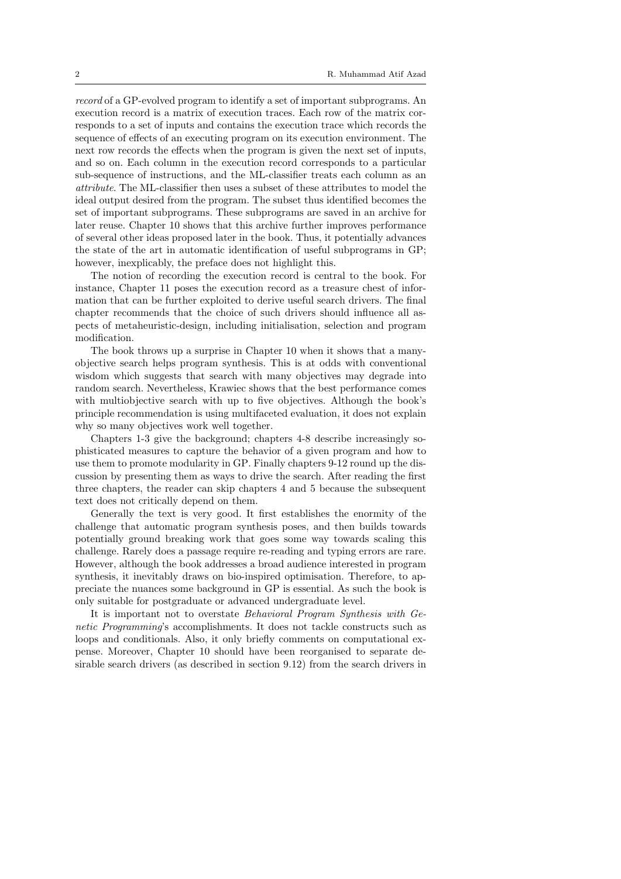*record* of a GP-evolved program to identify a set of important subprograms. An execution record is a matrix of execution traces. Each row of the matrix corresponds to a set of inputs and contains the execution trace which records the sequence of effects of an executing program on its execution environment. The next row records the effects when the program is given the next set of inputs, and so on. Each column in the execution record corresponds to a particular sub-sequence of instructions, and the ML-classifier treats each column as an *attribute*. The ML-classifier then uses a subset of these attributes to model the ideal output desired from the program. The subset thus identified becomes the set of important subprograms. These subprograms are saved in an archive for later reuse. Chapter 10 shows that this archive further improves performance of several other ideas proposed later in the book. Thus, it potentially advances the state of the art in automatic identification of useful subprograms in GP; however, inexplicably, the preface does not highlight this.

The notion of recording the execution record is central to the book. For instance, Chapter 11 poses the execution record as a treasure chest of information that can be further exploited to derive useful search drivers. The final chapter recommends that the choice of such drivers should influence all aspects of metaheuristic-design, including initialisation, selection and program modification.

The book throws up a surprise in Chapter 10 when it shows that a many-objective search helps program synthesis. This is at odds with conventional wisdom which suggests that search with many objectives may degrade into random search. Nevertheless, Krawiec shows that the best performance comes with multiobjective search with up to five objectives. Although the book's principle recommendation is using multifaceted evaluation, it does not explain why so many objectives work well together.

Chapters 1-3 give the background; chapters 4-8 describe increasingly sophisticated measures to capture the behavior of a given program and how to use them to promote modularity in GP. Finally chapters 9-12 round up the discussion by presenting them as ways to drive the search. After reading the first three chapters, the reader can skip chapters 4 and 5 because the subsequent text does not critically depend on them.

Generally the text is very good. It first establishes the enormity of the challenge that automatic program synthesis poses, and then builds towards potentially ground breaking work that goes some way towards scaling this challenge. Rarely does a passage require re-reading and typing errors are rare. However, although the book addresses a broad audience interested in program synthesis, it inevitably draws on bio-inspired optimisation. Therefore, to appreciate the nuances some background in GP is essential. As such the book is only suitable for postgraduate or advanced undergraduate level.

It is important not to overstate *Behavioral Program Synthesis with Genetic Programming*'s accomplishments. It does not tackle constructs such as loops and conditionals. Also, it only briefly comments on computational expense. Moreover, Chapter 10 should have been reorganised to separate desirable search drivers (as described in section 9.12) from the search drivers in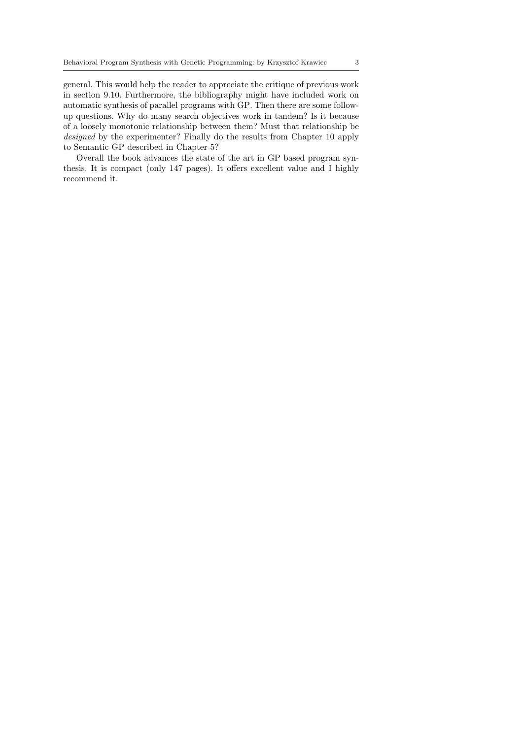general. This would help the reader to appreciate the critique of previous work in section 9.10. Furthermore, the bibliography might have included work on automatic synthesis of parallel programs with GP. Then there are some follow-up questions. Why do many search objectives work in tandem? Is it because of a loosely monotonic relationship between them? Must that relationship be *designed* by the experimenter? Finally do the results from Chapter 10 apply to Semantic GP described in Chapter 5?

Overall the book advances the state of the art in GP based program synthesis. It is compact (only 147 pages). It offers excellent value and I highly recommend it.